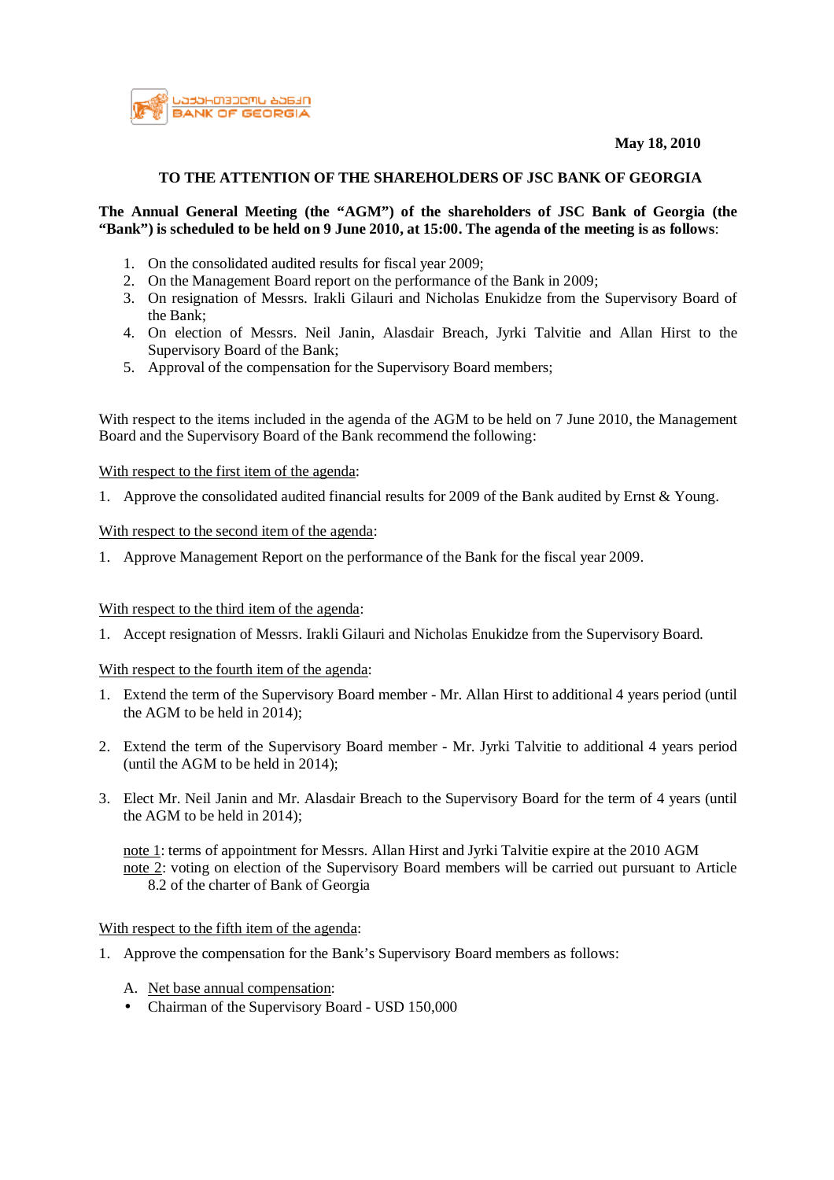May 18, 2010

**TO THE ATTENTION OF THE SHAREHOLDERS OF JSC BANK OF GEORGIA**

**The Annual General Meeting (the "AGM") of the shareholders of JSC Bank of Georgia (the "Bank") is scheduled to be held on 9 June 2010, at 15:00. The agenda of the meeting is as follows**:

1. On the consolidated audited results for fiscal year 2009;
2. On the Management Board report on the performance of the Bank in 2009;
3. On resignation of Messrs. Irakli Gilauri and Nicholas Enukidze from the Supervisory Board of the Bank;
4. On election of Messrs. Neil Janin, Alasdair Breach, Jyrki Talvitie and Allan Hirst to the Supervisory Board of the Bank;
5. Approval of the compensation for the Supervisory Board members;

With respect to the items included in the agenda of the AGM to be held on 7 June 2010, the Management Board and the Supervisory Board of the Bank recommend the following:

With respect to the first item of the agenda:

1. Approve the consolidated audited financial results for 2009 of the Bank audited by Ernst & Young.

With respect to the second item of the agenda:

1. Approve Management Report on the performance of the Bank for the fiscal year 2009.

With respect to the third item of the agenda:

1. Accept resignation of Messrs. Irakli Gilauri and Nicholas Enukidze from the Supervisory Board.

With respect to the fourth item of the agenda:

1. Extend the term of the Supervisory Board member - Mr. Allan Hirst to additional 4 years period (until the AGM to be held in 2014);

2. Extend the term of the Supervisory Board member - Mr. Jyrki Talvitie to additional 4 years period (until the AGM to be held in 2014);

3. Elect Mr. Neil Janin and Mr. Alasdair Breach to the Supervisory Board for the term of 4 years (until the AGM to be held in 2014);

   note 1: terms of appointment for Messrs. Allan Hirst and Jyrki Talvitie expire at the 2010 AGM
   note 2: voting on election of the Supervisory Board members will be carried out pursuant to Article 8.2 of the charter of Bank of Georgia

With respect to the fifth item of the agenda:

1. Approve the compensation for the Bank's Supervisory Board members as follows:

   A. Net base annual compensation:
   - Chairman of the Supervisory Board - USD 150,000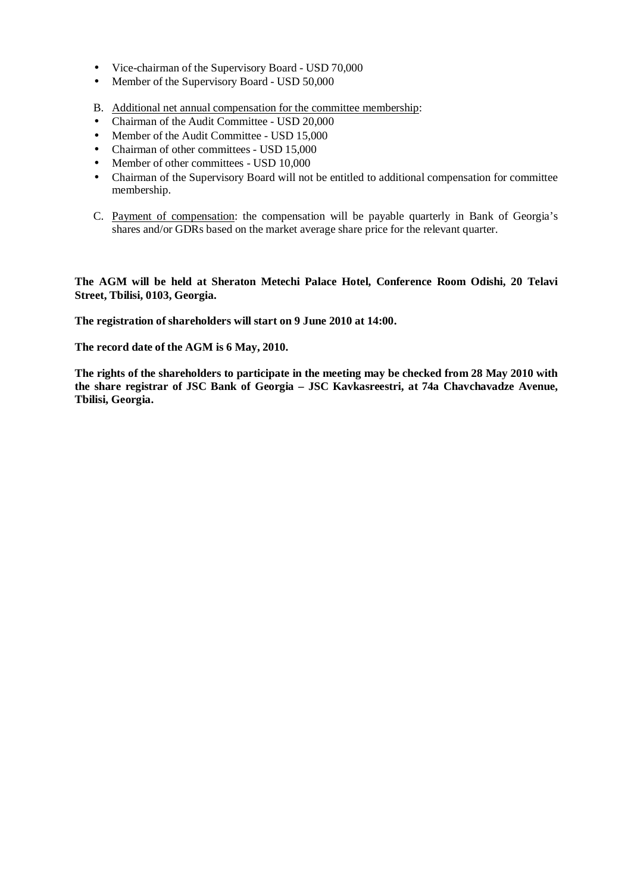- Vice-chairman of the Supervisory Board - USD 70,000
- Member of the Supervisory Board - USD 50,000

B. Additional net annual compensation for the committee membership:

- Chairman of the Audit Committee - USD 20,000
- Member of the Audit Committee - USD 15,000
- Chairman of other committees - USD 15,000
- Member of other committees - USD 10,000
- Chairman of the Supervisory Board will not be entitled to additional compensation for committee membership.

C. Payment of compensation: the compensation will be payable quarterly in Bank of Georgia's shares and/or GDRs based on the market average share price for the relevant quarter.

**The AGM will be held at Sheraton Metechi Palace Hotel, Conference Room Odishi, 20 Telavi Street, Tbilisi, 0103, Georgia.**

**The registration of shareholders will start on 9 June 2010 at 14:00.**

**The record date of the AGM is 6 May, 2010.**

**The rights of the shareholders to participate in the meeting may be checked from 28 May 2010 with the share registrar of JSC Bank of Georgia – JSC Kavkasreestri, at 74a Chavchavadze Avenue, Tbilisi, Georgia.**